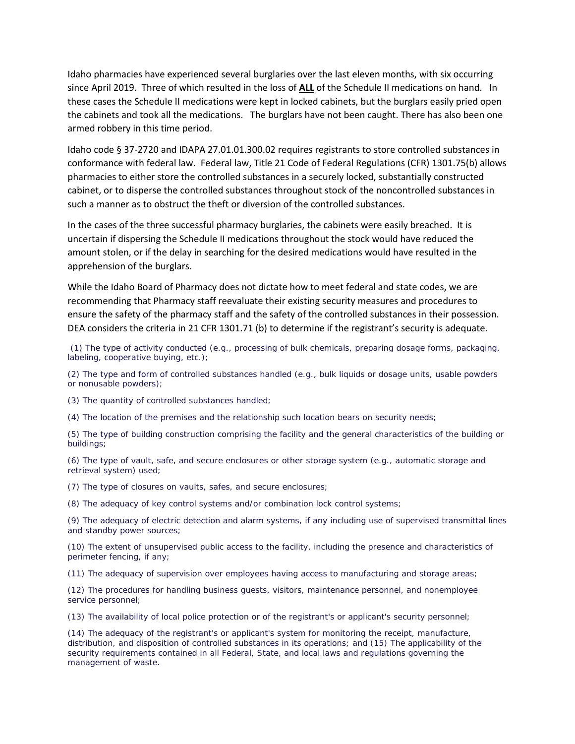Idaho pharmacies have experienced several burglaries over the last eleven months, with six occurring since April 2019. Three of which resulted in the loss of **ALL** of the Schedule II medications on hand. In these cases the Schedule II medications were kept in locked cabinets, but the burglars easily pried open the cabinets and took all the medications. The burglars have not been caught. There has also been one armed robbery in this time period.

Idaho code § 37-2720 and IDAPA 27.01.01.300.02 requires registrants to store controlled substances in conformance with federal law. Federal law, Title 21 Code of Federal Regulations (CFR) 1301.75(b) allows pharmacies to either store the controlled substances in a securely locked, substantially constructed cabinet, or to disperse the controlled substances throughout stock of the noncontrolled substances in such a manner as to obstruct the theft or diversion of the controlled substances.

In the cases of the three successful pharmacy burglaries, the cabinets were easily breached. It is uncertain if dispersing the Schedule II medications throughout the stock would have reduced the amount stolen, or if the delay in searching for the desired medications would have resulted in the apprehension of the burglars.

While the Idaho Board of Pharmacy does not dictate how to meet federal and state codes, we are recommending that Pharmacy staff reevaluate their existing security measures and procedures to ensure the safety of the pharmacy staff and the safety of the controlled substances in their possession. DEA considers the criteria in 21 CFR 1301.71 (b) to determine if the registrant's security is adequate.

(1) The type of activity conducted (e.g., processing of bulk chemicals, preparing dosage forms, packaging, labeling, cooperative buying, etc.);

(2) The type and form of controlled substances handled (e.g., bulk liquids or dosage units, usable powders or nonusable powders);

(3) The quantity of controlled substances handled;

(4) The location of the premises and the relationship such location bears on security needs;

(5) The type of building construction comprising the facility and the general characteristics of the building or buildings;

(6) The type of vault, safe, and secure enclosures or other storage system (e.g., automatic storage and retrieval system) used;

(7) The type of closures on vaults, safes, and secure enclosures;

(8) The adequacy of key control systems and/or combination lock control systems;

(9) The adequacy of electric detection and alarm systems, if any including use of supervised transmittal lines and standby power sources;

(10) The extent of unsupervised public access to the facility, including the presence and characteristics of perimeter fencing, if any;

(11) The adequacy of supervision over employees having access to manufacturing and storage areas;

(12) The procedures for handling business guests, visitors, maintenance personnel, and nonemployee service personnel;

(13) The availability of local police protection or of the registrant's or applicant's security personnel;

(14) The adequacy of the registrant's or applicant's system for monitoring the receipt, manufacture, distribution, and disposition of controlled substances in its operations; and (15) The applicability of the security requirements contained in all Federal, State, and local laws and regulations governing the management of waste.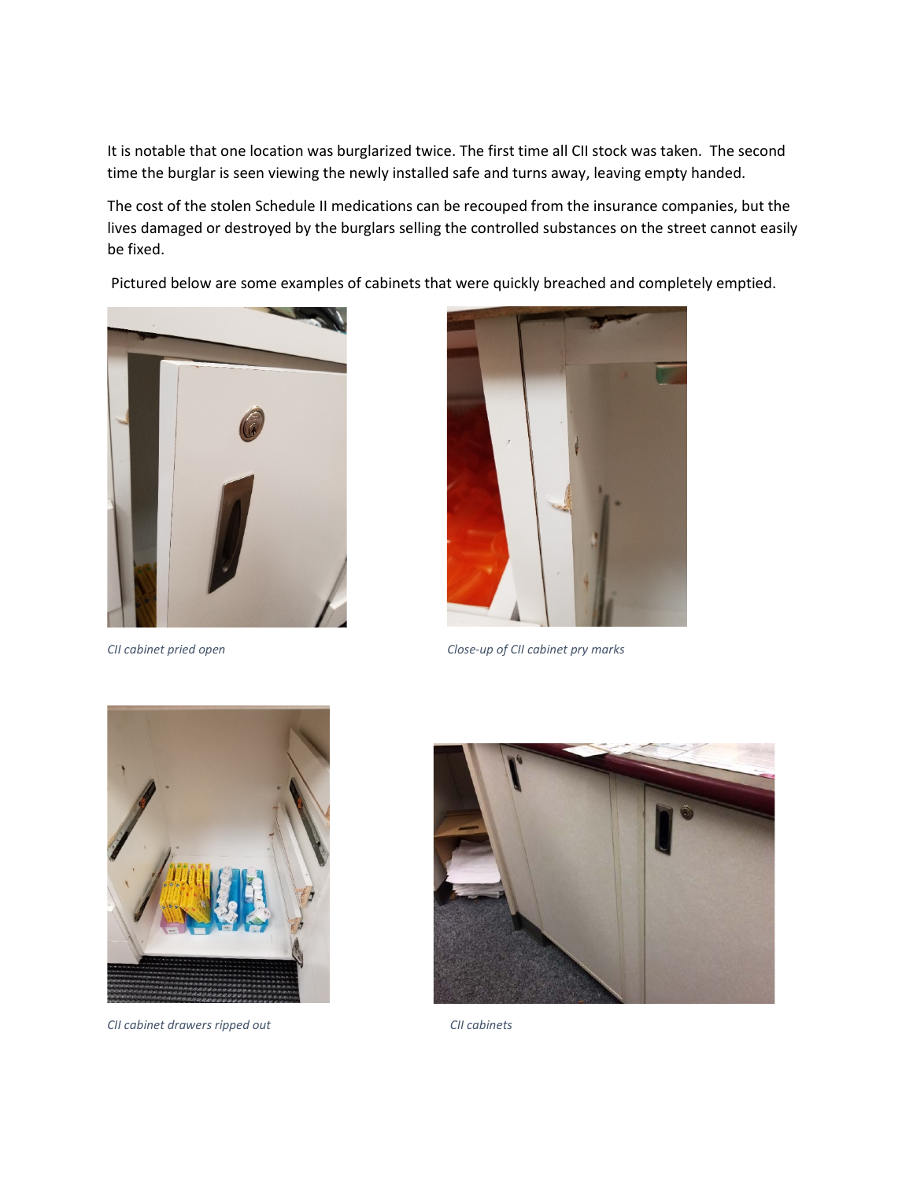It is notable that one location was burglarized twice. The first time all CII stock was taken. The second time the burglar is seen viewing the newly installed safe and turns away, leaving empty handed.

The cost of the stolen Schedule II medications can be recouped from the insurance companies, but the lives damaged or destroyed by the burglars selling the controlled substances on the street cannot easily be fixed.

Pictured below are some examples of cabinets that were quickly breached and completely emptied.

*CII cabinet pried open*

*Close-up of CII cabinet pry marks*

*CII cabinet drawers ripped out*

*CII cabinets*